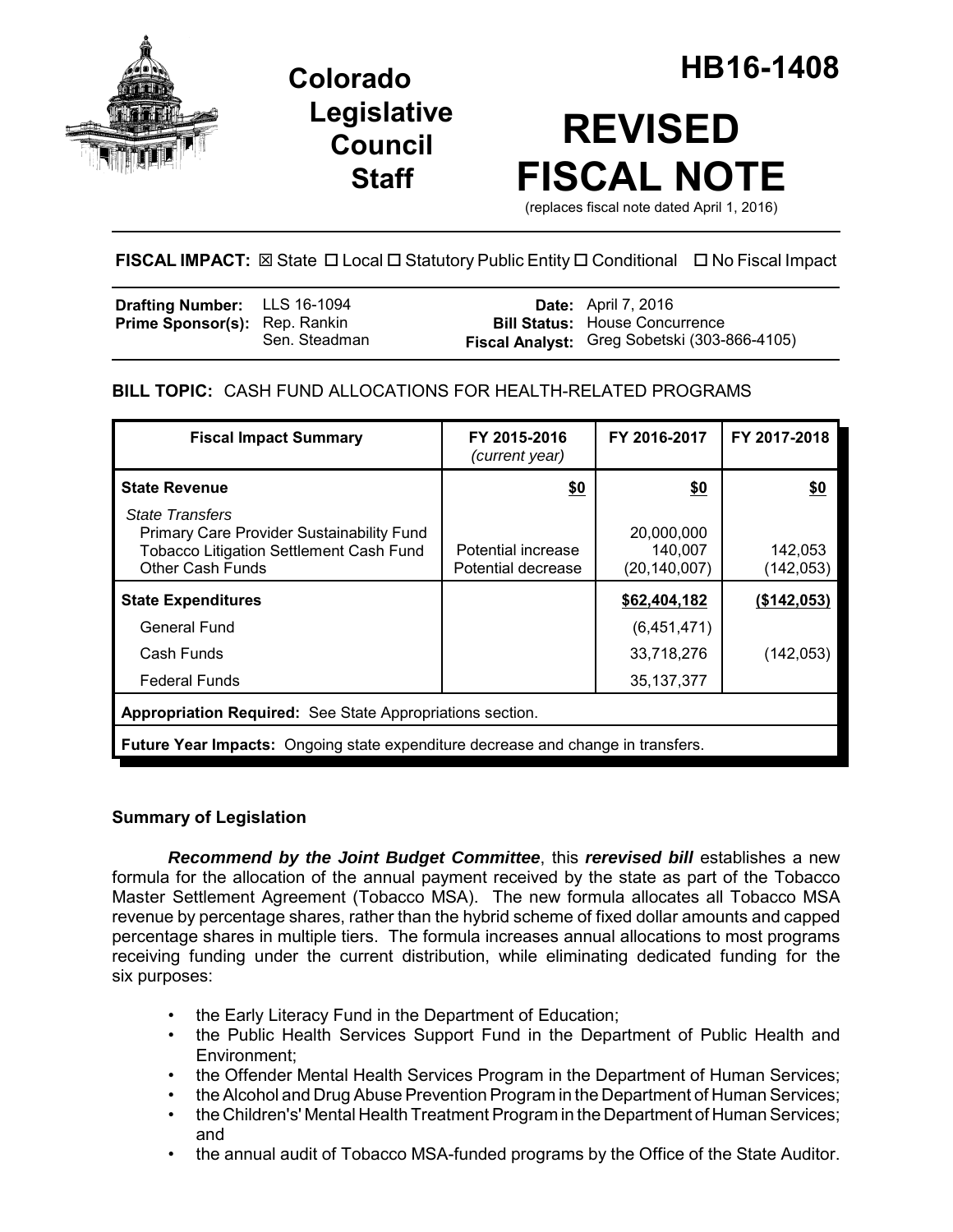# Colorado Legislative Council Staff

# HB16-1408

# REVISED FISCAL NOTE

(replaces fiscal note dated April 1, 2016)

**FISCAL IMPACT:** ☒ State ☐ Local ☐ Statutory Public Entity ☐ Conditional ☐ No Fiscal Impact

| | | | |
|---|---|---|---|
| **Drafting Number:** | LLS 16-1094 | **Date:** | April 7, 2016 |
| **Prime Sponsor(s):** | Rep. Rankin<br>Sen. Steadman | **Bill Status:** | House Concurrence |
| | | **Fiscal Analyst:** | Greg Sobetski (303-866-4105) |

## BILL TOPIC: CASH FUND ALLOCATIONS FOR HEALTH-RELATED PROGRAMS

| Fiscal Impact Summary | FY 2015-2016 *(current year)* | FY 2016-2017 | FY 2017-2018 |
|---|---|---|---|
| **State Revenue** | **$0** | **$0** | **$0** |
| *State Transfers* | | | |
| Primary Care Provider Sustainability Fund | | 20,000,000 | |
| Tobacco Litigation Settlement Cash Fund | Potential increase | 140,007 | 142,053 |
| Other Cash Funds | Potential decrease | (20,140,007) | (142,053) |
| **State Expenditures** | | **$62,404,182** | **($142,053)** |
| General Fund | | (6,451,471) | |
| Cash Funds | | 33,718,276 | (142,053) |
| Federal Funds | | 35,137,377 | |
| **Appropriation Required:** See State Appropriations section. | | | |
| **Future Year Impacts:** Ongoing state expenditure decrease and change in transfers. | | | |

### Summary of Legislation

***Recommend by the Joint Budget Committee***, this ***rerevised bill*** establishes a new formula for the allocation of the annual payment received by the state as part of the Tobacco Master Settlement Agreement (Tobacco MSA). The new formula allocates all Tobacco MSA revenue by percentage shares, rather than the hybrid scheme of fixed dollar amounts and capped percentage shares in multiple tiers. The formula increases annual allocations to most programs receiving funding under the current distribution, while eliminating dedicated funding for the six purposes:

- the Early Literacy Fund in the Department of Education;
- the Public Health Services Support Fund in the Department of Public Health and Environment;
- the Offender Mental Health Services Program in the Department of Human Services;
- the Alcohol and Drug Abuse Prevention Program in the Department of Human Services;
- the Children's' Mental Health Treatment Program in the Department of Human Services; and
- the annual audit of Tobacco MSA-funded programs by the Office of the State Auditor.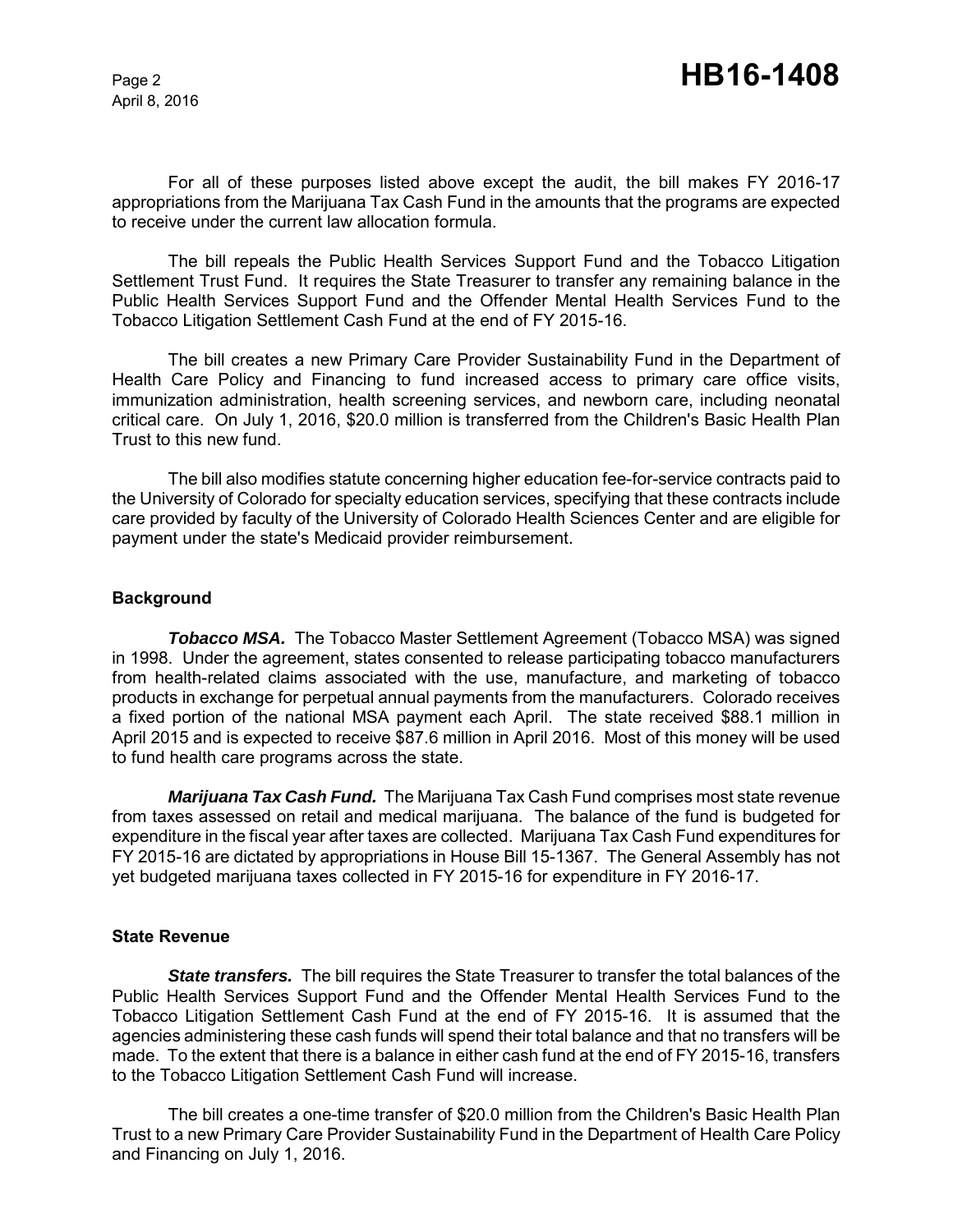For all of these purposes listed above except the audit, the bill makes FY 2016-17 appropriations from the Marijuana Tax Cash Fund in the amounts that the programs are expected to receive under the current law allocation formula.

The bill repeals the Public Health Services Support Fund and the Tobacco Litigation Settlement Trust Fund. It requires the State Treasurer to transfer any remaining balance in the Public Health Services Support Fund and the Offender Mental Health Services Fund to the Tobacco Litigation Settlement Cash Fund at the end of FY 2015-16.

The bill creates a new Primary Care Provider Sustainability Fund in the Department of Health Care Policy and Financing to fund increased access to primary care office visits, immunization administration, health screening services, and newborn care, including neonatal critical care. On July 1, 2016, $20.0 million is transferred from the Children's Basic Health Plan Trust to this new fund.

The bill also modifies statute concerning higher education fee-for-service contracts paid to the University of Colorado for specialty education services, specifying that these contracts include care provided by faculty of the University of Colorado Health Sciences Center and are eligible for payment under the state's Medicaid provider reimbursement.

### Background

***Tobacco MSA.*** The Tobacco Master Settlement Agreement (Tobacco MSA) was signed in 1998. Under the agreement, states consented to release participating tobacco manufacturers from health-related claims associated with the use, manufacture, and marketing of tobacco products in exchange for perpetual annual payments from the manufacturers. Colorado receives a fixed portion of the national MSA payment each April. The state received $88.1 million in April 2015 and is expected to receive $87.6 million in April 2016. Most of this money will be used to fund health care programs across the state.

***Marijuana Tax Cash Fund.*** The Marijuana Tax Cash Fund comprises most state revenue from taxes assessed on retail and medical marijuana. The balance of the fund is budgeted for expenditure in the fiscal year after taxes are collected. Marijuana Tax Cash Fund expenditures for FY 2015-16 are dictated by appropriations in House Bill 15-1367. The General Assembly has not yet budgeted marijuana taxes collected in FY 2015-16 for expenditure in FY 2016-17.

### State Revenue

***State transfers.*** The bill requires the State Treasurer to transfer the total balances of the Public Health Services Support Fund and the Offender Mental Health Services Fund to the Tobacco Litigation Settlement Cash Fund at the end of FY 2015-16. It is assumed that the agencies administering these cash funds will spend their total balance and that no transfers will be made. To the extent that there is a balance in either cash fund at the end of FY 2015-16, transfers to the Tobacco Litigation Settlement Cash Fund will increase.

The bill creates a one-time transfer of $20.0 million from the Children's Basic Health Plan Trust to a new Primary Care Provider Sustainability Fund in the Department of Health Care Policy and Financing on July 1, 2016.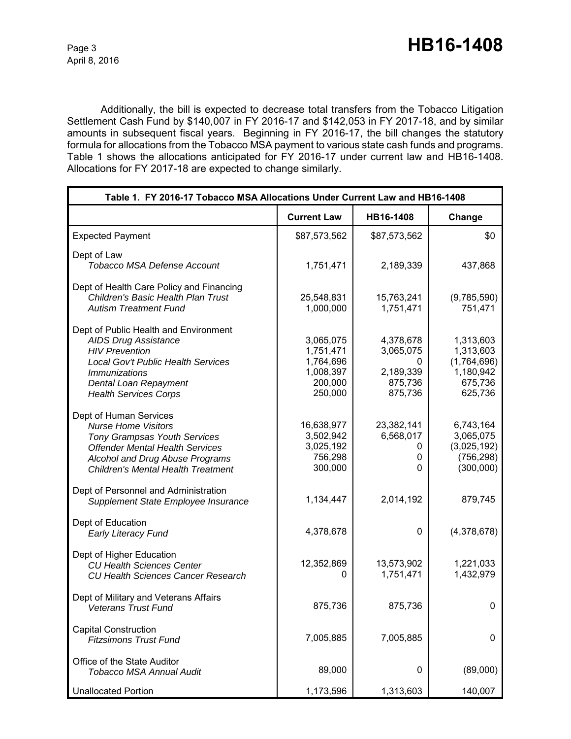Additionally, the bill is expected to decrease total transfers from the Tobacco Litigation Settlement Cash Fund by $140,007 in FY 2016-17 and $142,053 in FY 2017-18, and by similar amounts in subsequent fiscal years. Beginning in FY 2016-17, the bill changes the statutory formula for allocations from the Tobacco MSA payment to various state cash funds and programs. Table 1 shows the allocations anticipated for FY 2016-17 under current law and HB16-1408. Allocations for FY 2017-18 are expected to change similarly.

| Table 1. FY 2016-17 Tobacco MSA Allocations Under Current Law and HB16-1408 | | | |
|---|---|---|---|
| | **Current Law** | **HB16-1408** | **Change** |
| Expected Payment | $87,573,562 | $87,573,562 | $0 |
| Dept of Law | | | |
| *Tobacco MSA Defense Account* | 1,751,471 | 2,189,339 | 437,868 |
| Dept of Health Care Policy and Financing | | | |
| *Children's Basic Health Plan Trust* | 25,548,831 | 15,763,241 | (9,785,590) |
| *Autism Treatment Fund* | 1,000,000 | 1,751,471 | 751,471 |
| Dept of Public Health and Environment | | | |
| *AIDS Drug Assistance* | 3,065,075 | 4,378,678 | 1,313,603 |
| *HIV Prevention* | 1,751,471 | 3,065,075 | 1,313,603 |
| *Local Gov't Public Health Services* | 1,764,696 | 0 | (1,764,696) |
| *Immunizations* | 1,008,397 | 2,189,339 | 1,180,942 |
| *Dental Loan Repayment* | 200,000 | 875,736 | 675,736 |
| *Health Services Corps* | 250,000 | 875,736 | 625,736 |
| Dept of Human Services | | | |
| *Nurse Home Visitors* | 16,638,977 | 23,382,141 | 6,743,164 |
| *Tony Grampsas Youth Services* | 3,502,942 | 6,568,017 | 3,065,075 |
| *Offender Mental Health Services* | 3,025,192 | 0 | (3,025,192) |
| *Alcohol and Drug Abuse Programs* | 756,298 | 0 | (756,298) |
| *Children's Mental Health Treatment* | 300,000 | 0 | (300,000) |
| Dept of Personnel and Administration | | | |
| *Supplement State Employee Insurance* | 1,134,447 | 2,014,192 | 879,745 |
| Dept of Education | | | |
| *Early Literacy Fund* | 4,378,678 | 0 | (4,378,678) |
| Dept of Higher Education | | | |
| *CU Health Sciences Center* | 12,352,869 | 13,573,902 | 1,221,033 |
| *CU Health Sciences Cancer Research* | 0 | 1,751,471 | 1,432,979 |
| Dept of Military and Veterans Affairs | | | |
| *Veterans Trust Fund* | 875,736 | 875,736 | 0 |
| Capital Construction | | | |
| *Fitzsimons Trust Fund* | 7,005,885 | 7,005,885 | 0 |
| Office of the State Auditor | | | |
| *Tobacco MSA Annual Audit* | 89,000 | 0 | (89,000) |
| Unallocated Portion | 1,173,596 | 1,313,603 | 140,007 |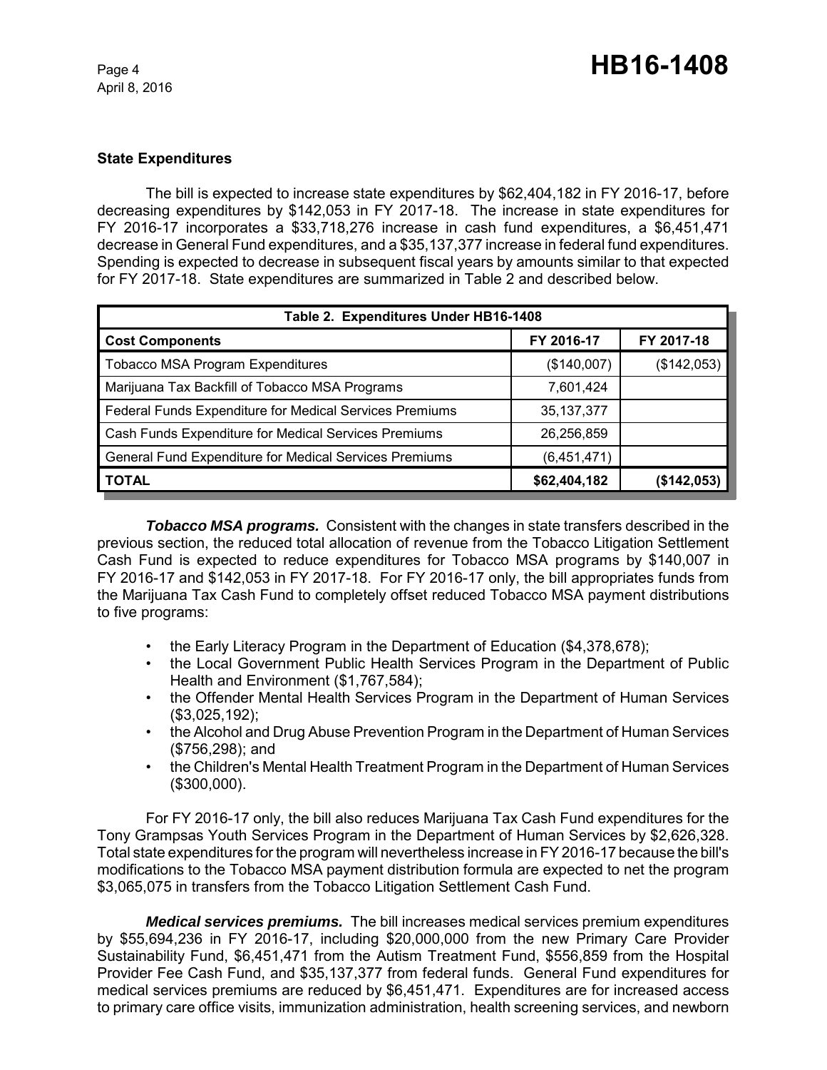### State Expenditures

The bill is expected to increase state expenditures by $62,404,182 in FY 2016-17, before decreasing expenditures by $142,053 in FY 2017-18. The increase in state expenditures for FY 2016-17 incorporates a $33,718,276 increase in cash fund expenditures, a $6,451,471 decrease in General Fund expenditures, and a $35,137,377 increase in federal fund expenditures. Spending is expected to decrease in subsequent fiscal years by amounts similar to that expected for FY 2017-18. State expenditures are summarized in Table 2 and described below.

| Table 2. Expenditures Under HB16-1408 | | |
|---|---|---|
| **Cost Components** | **FY 2016-17** | **FY 2017-18** |
| Tobacco MSA Program Expenditures | ($140,007) | ($142,053) |
| Marijuana Tax Backfill of Tobacco MSA Programs | 7,601,424 | |
| Federal Funds Expenditure for Medical Services Premiums | 35,137,377 | |
| Cash Funds Expenditure for Medical Services Premiums | 26,256,859 | |
| General Fund Expenditure for Medical Services Premiums | (6,451,471) | |
| **TOTAL** | **$62,404,182** | **($142,053)** |

***Tobacco MSA programs.*** Consistent with the changes in state transfers described in the previous section, the reduced total allocation of revenue from the Tobacco Litigation Settlement Cash Fund is expected to reduce expenditures for Tobacco MSA programs by $140,007 in FY 2016-17 and $142,053 in FY 2017-18. For FY 2016-17 only, the bill appropriates funds from the Marijuana Tax Cash Fund to completely offset reduced Tobacco MSA payment distributions to five programs:

- the Early Literacy Program in the Department of Education ($4,378,678);
- the Local Government Public Health Services Program in the Department of Public Health and Environment ($1,767,584);
- the Offender Mental Health Services Program in the Department of Human Services ($3,025,192);
- the Alcohol and Drug Abuse Prevention Program in the Department of Human Services ($756,298); and
- the Children's Mental Health Treatment Program in the Department of Human Services ($300,000).

For FY 2016-17 only, the bill also reduces Marijuana Tax Cash Fund expenditures for the Tony Grampsas Youth Services Program in the Department of Human Services by $2,626,328. Total state expenditures for the program will nevertheless increase in FY 2016-17 because the bill's modifications to the Tobacco MSA payment distribution formula are expected to net the program $3,065,075 in transfers from the Tobacco Litigation Settlement Cash Fund.

***Medical services premiums.*** The bill increases medical services premium expenditures by $55,694,236 in FY 2016-17, including $20,000,000 from the new Primary Care Provider Sustainability Fund, $6,451,471 from the Autism Treatment Fund, $556,859 from the Hospital Provider Fee Cash Fund, and $35,137,377 from federal funds. General Fund expenditures for medical services premiums are reduced by $6,451,471. Expenditures are for increased access to primary care office visits, immunization administration, health screening services, and newborn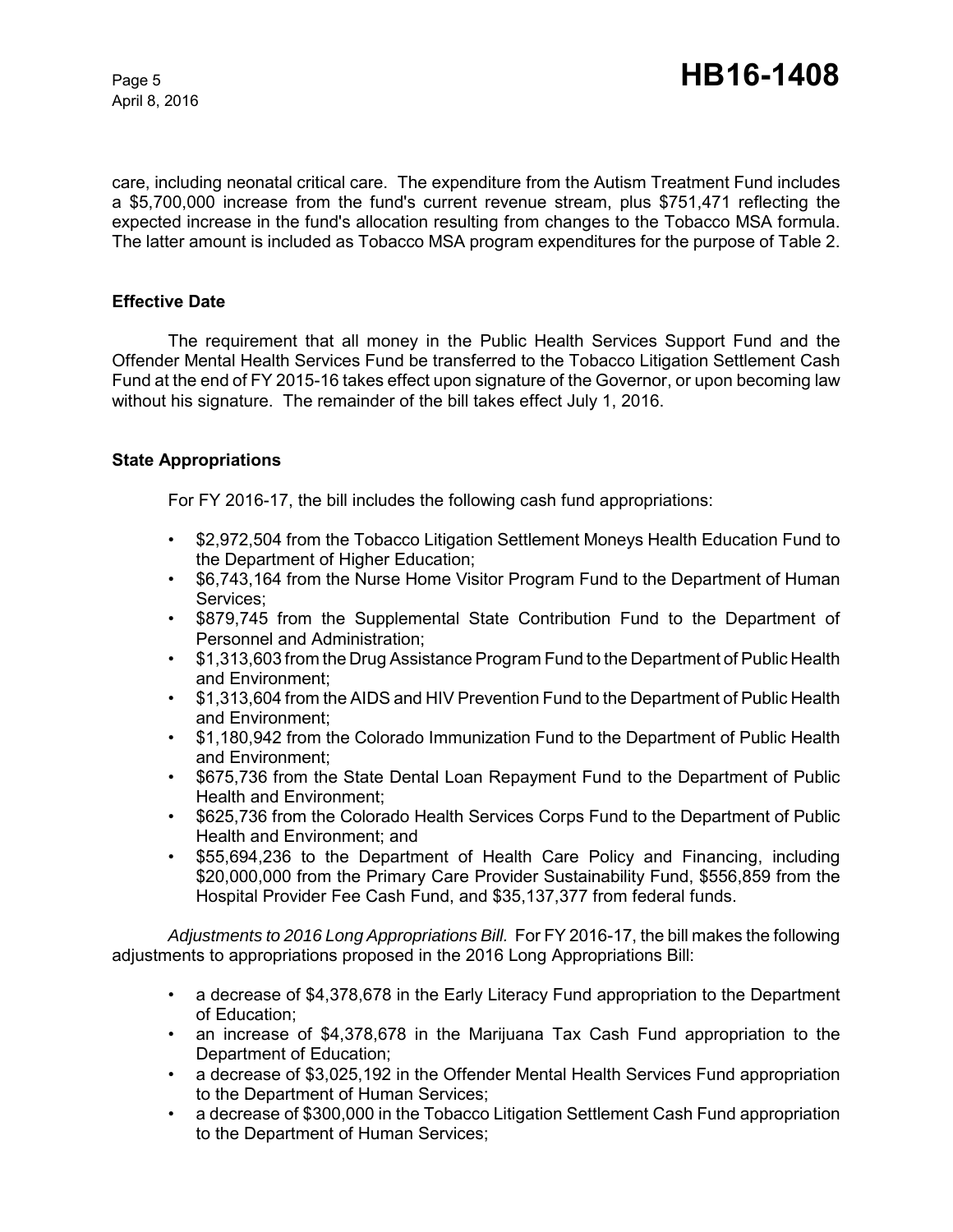care, including neonatal critical care. The expenditure from the Autism Treatment Fund includes a $5,700,000 increase from the fund's current revenue stream, plus $751,471 reflecting the expected increase in the fund's allocation resulting from changes to the Tobacco MSA formula. The latter amount is included as Tobacco MSA program expenditures for the purpose of Table 2.

**Effective Date**

The requirement that all money in the Public Health Services Support Fund and the Offender Mental Health Services Fund be transferred to the Tobacco Litigation Settlement Cash Fund at the end of FY 2015-16 takes effect upon signature of the Governor, or upon becoming law without his signature. The remainder of the bill takes effect July 1, 2016.

**State Appropriations**

For FY 2016-17, the bill includes the following cash fund appropriations:

- $2,972,504 from the Tobacco Litigation Settlement Moneys Health Education Fund to the Department of Higher Education;
- $6,743,164 from the Nurse Home Visitor Program Fund to the Department of Human Services;
- $879,745 from the Supplemental State Contribution Fund to the Department of Personnel and Administration;
- $1,313,603 from the Drug Assistance Program Fund to the Department of Public Health and Environment;
- $1,313,604 from the AIDS and HIV Prevention Fund to the Department of Public Health and Environment;
- $1,180,942 from the Colorado Immunization Fund to the Department of Public Health and Environment;
- $675,736 from the State Dental Loan Repayment Fund to the Department of Public Health and Environment;
- $625,736 from the Colorado Health Services Corps Fund to the Department of Public Health and Environment; and
- $55,694,236 to the Department of Health Care Policy and Financing, including $20,000,000 from the Primary Care Provider Sustainability Fund, $556,859 from the Hospital Provider Fee Cash Fund, and $35,137,377 from federal funds.

*Adjustments to 2016 Long Appropriations Bill.* For FY 2016-17, the bill makes the following adjustments to appropriations proposed in the 2016 Long Appropriations Bill:

- a decrease of $4,378,678 in the Early Literacy Fund appropriation to the Department of Education;
- an increase of $4,378,678 in the Marijuana Tax Cash Fund appropriation to the Department of Education;
- a decrease of $3,025,192 in the Offender Mental Health Services Fund appropriation to the Department of Human Services;
- a decrease of $300,000 in the Tobacco Litigation Settlement Cash Fund appropriation to the Department of Human Services;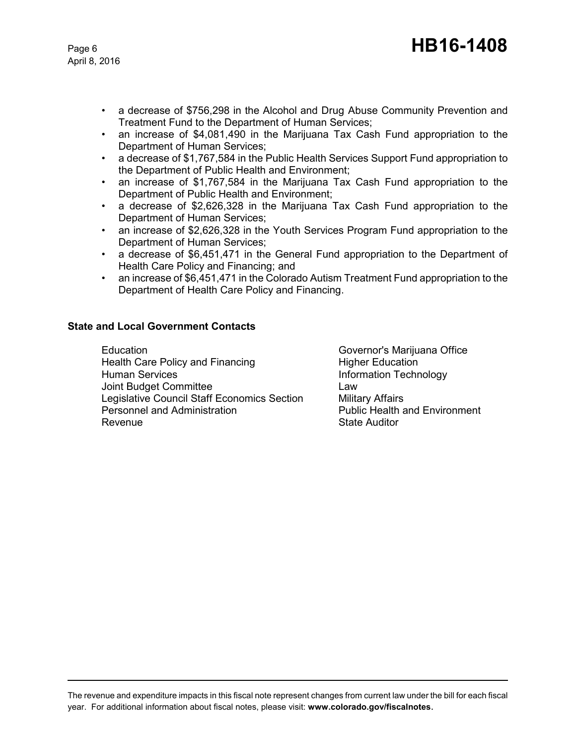- a decrease of $756,298 in the Alcohol and Drug Abuse Community Prevention and Treatment Fund to the Department of Human Services;
- an increase of $4,081,490 in the Marijuana Tax Cash Fund appropriation to the Department of Human Services;
- a decrease of $1,767,584 in the Public Health Services Support Fund appropriation to the Department of Public Health and Environment;
- an increase of $1,767,584 in the Marijuana Tax Cash Fund appropriation to the Department of Public Health and Environment;
- a decrease of $2,626,328 in the Marijuana Tax Cash Fund appropriation to the Department of Human Services;
- an increase of $2,626,328 in the Youth Services Program Fund appropriation to the Department of Human Services;
- a decrease of $6,451,471 in the General Fund appropriation to the Department of Health Care Policy and Financing; and
- an increase of $6,451,471 in the Colorado Autism Treatment Fund appropriation to the Department of Health Care Policy and Financing.

**State and Local Government Contacts**

Education
Health Care Policy and Financing
Human Services
Joint Budget Committee
Legislative Council Staff Economics Section
Personnel and Administration
Revenue
Governor's Marijuana Office
Higher Education
Information Technology
Law
Military Affairs
Public Health and Environment
State Auditor

The revenue and expenditure impacts in this fiscal note represent changes from current law under the bill for each fiscal year. For additional information about fiscal notes, please visit: **www.colorado.gov/fiscalnotes.**